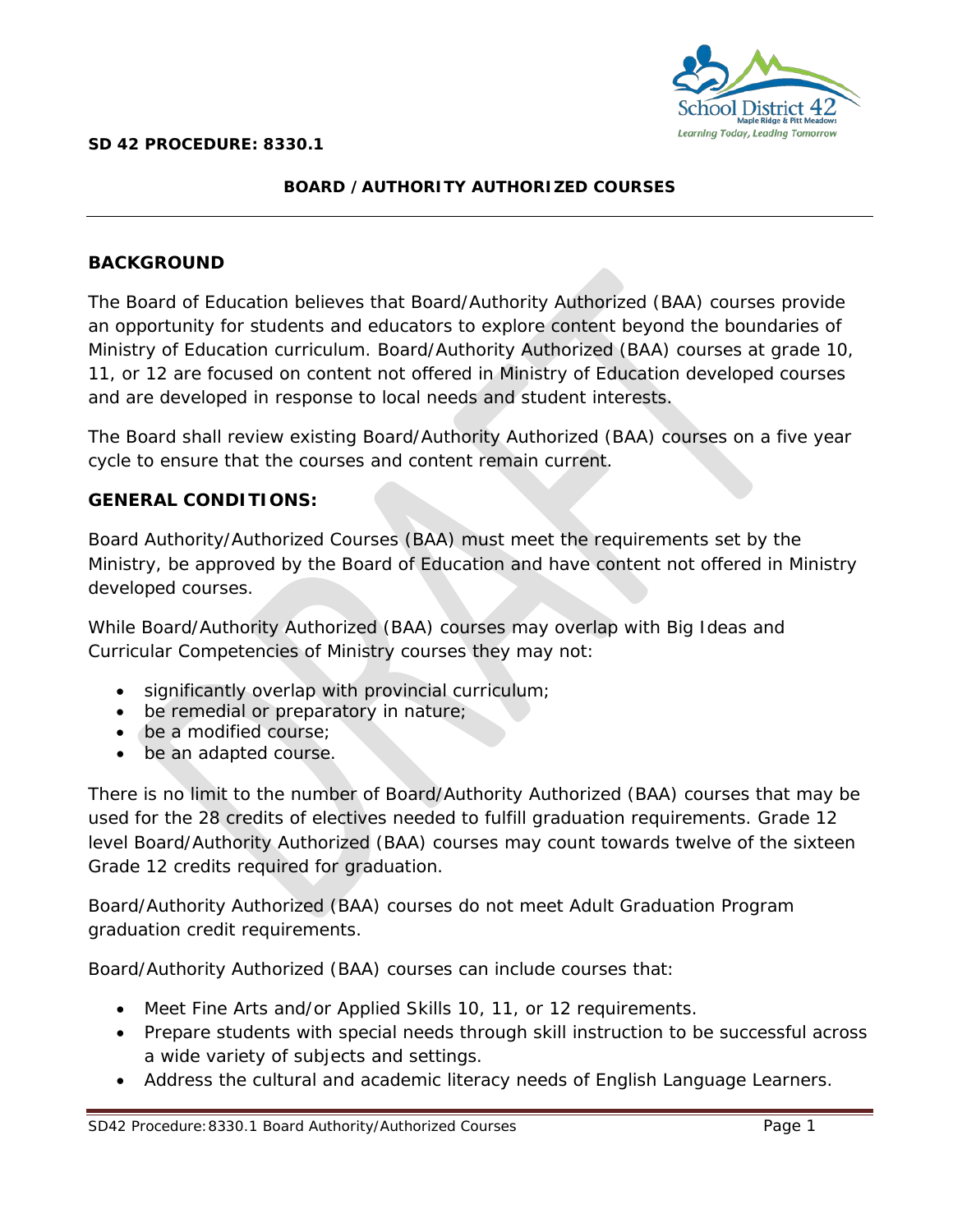**SD 42 PROCEDURE: 8330.1**

## BOARD / AUTHORITY AUTHORIZED COURSES

### BACKGROUND

The Board of Education believes that Board/Authority Authorized (BAA) courses provide an opportunity for students and educators to explore content beyond the boundaries of Ministry of Education curriculum. Board/Authority Authorized (BAA) courses at grade 10, 11, or 12 are focused on content not offered in Ministry of Education developed courses and are developed in response to local needs and student interests.

The Board shall review existing Board/Authority Authorized (BAA) courses on a five year cycle to ensure that the courses and content remain current.

### GENERAL CONDITIONS:

Board Authority/Authorized Courses (BAA) must meet the requirements set by the Ministry, be approved by the Board of Education and have content not offered in Ministry developed courses.

While Board/Authority Authorized (BAA) courses may overlap with Big Ideas and Curricular Competencies of Ministry courses they may not:

- significantly overlap with provincial curriculum;
- be remedial or preparatory in nature;
- be a modified course;
- be an adapted course.

There is no limit to the number of Board/Authority Authorized (BAA) courses that may be used for the 28 credits of electives needed to fulfill graduation requirements. Grade 12 level Board/Authority Authorized (BAA) courses may count towards twelve of the sixteen Grade 12 credits required for graduation.

Board/Authority Authorized (BAA) courses do not meet Adult Graduation Program graduation credit requirements.

Board/Authority Authorized (BAA) courses can include courses that:

- Meet Fine Arts and/or Applied Skills 10, 11, or 12 requirements.
- Prepare students with special needs through skill instruction to be successful across a wide variety of subjects and settings.
- Address the cultural and academic literacy needs of English Language Learners.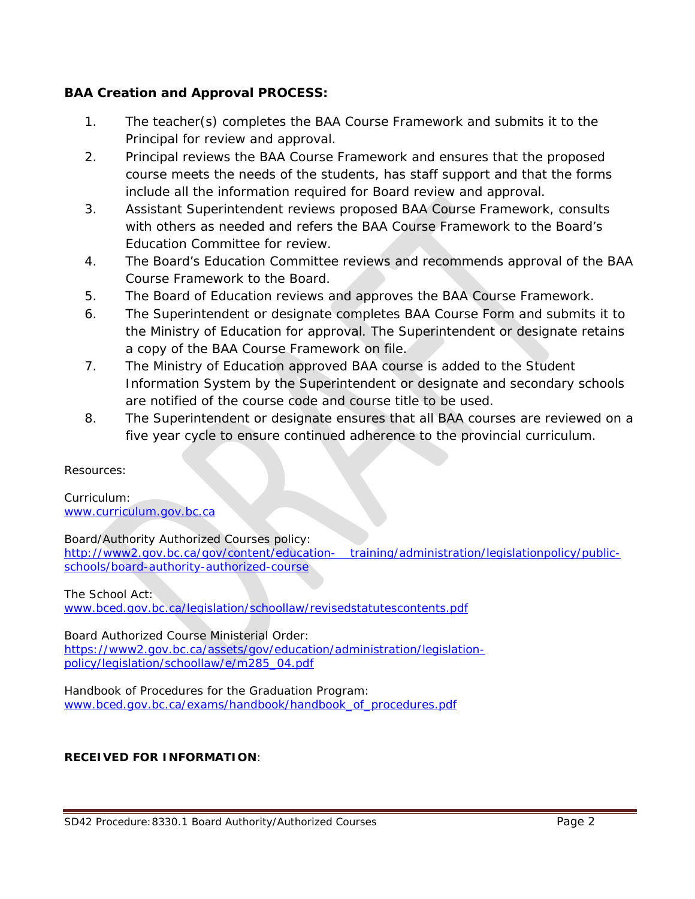**BAA Creation and Approval PROCESS:**

1. The teacher(s) completes the BAA Course Framework and submits it to the Principal for review and approval.
2. Principal reviews the BAA Course Framework and ensures that the proposed course meets the needs of the students, has staff support and that the forms include all the information required for Board review and approval.
3. Assistant Superintendent reviews proposed BAA Course Framework, consults with others as needed and refers the BAA Course Framework to the Board's Education Committee for review.
4. The Board's Education Committee reviews and recommends approval of the BAA Course Framework to the Board.
5. The Board of Education reviews and approves the BAA Course Framework.
6. The Superintendent or designate completes BAA Course Form and submits it to the Ministry of Education for approval. The Superintendent or designate retains a copy of the BAA Course Framework on file.
7. The Ministry of Education approved BAA course is added to the Student Information System by the Superintendent or designate and secondary schools are notified of the course code and course title to be used.
8. The Superintendent or designate ensures that all BAA courses are reviewed on a five year cycle to ensure continued adherence to the provincial curriculum.

Resources:

Curriculum:
www.curriculum.gov.bc.ca

Board/Authority Authorized Courses policy:
http://www2.gov.bc.ca/gov/content/education- training/administration/legislationpolicy/public-schools/board-authority-authorized-course

The School Act:
www.bced.gov.bc.ca/legislation/schoollaw/revisedstatutescontents.pdf

Board Authorized Course Ministerial Order:
https://www2.gov.bc.ca/assets/gov/education/administration/legislation-policy/legislation/schoollaw/e/m285_04.pdf

Handbook of Procedures for the Graduation Program:
www.bced.gov.bc.ca/exams/handbook/handbook_of_procedures.pdf

**RECEIVED FOR INFORMATION**: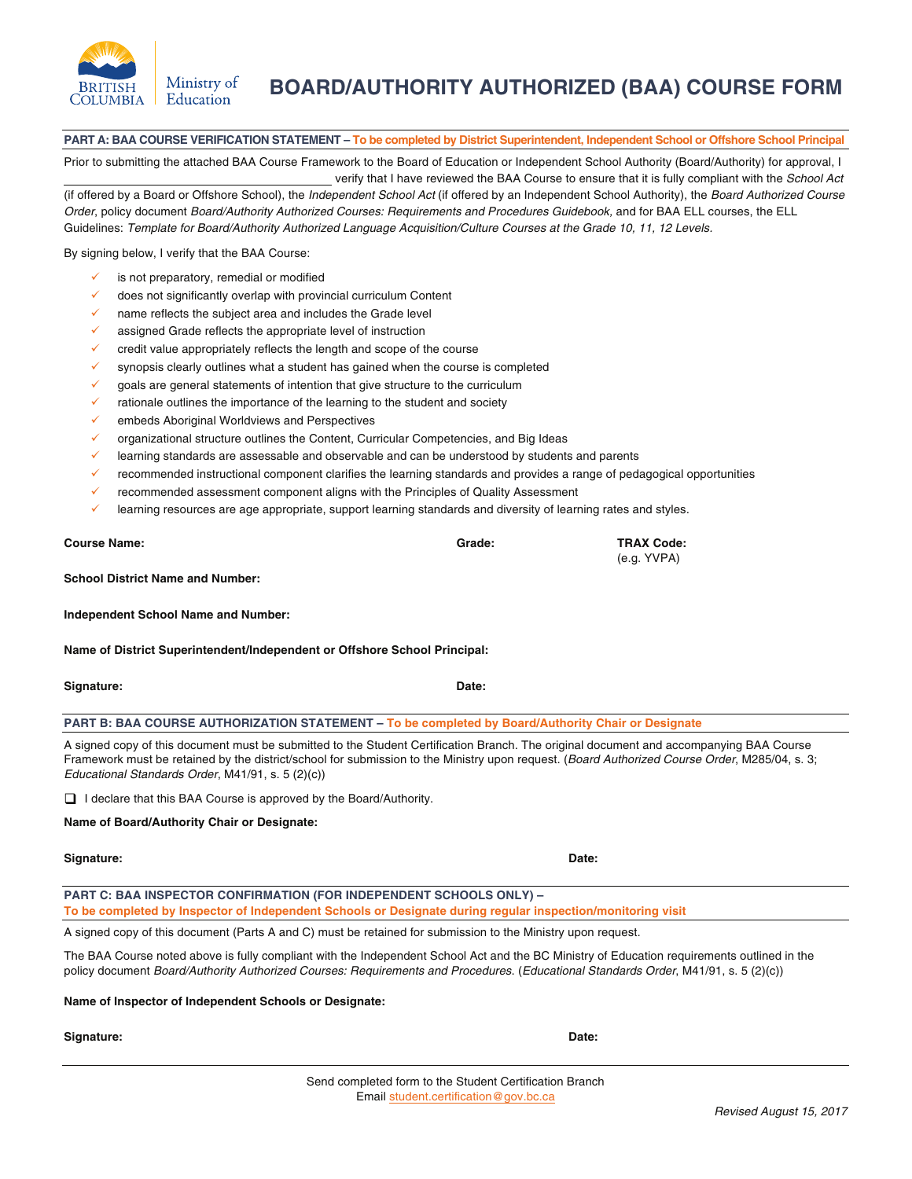BRITISH COLUMBIA | Ministry of Education

# BOARD/AUTHORITY AUTHORIZED (BAA) COURSE FORM

## PART A: BAA COURSE VERIFICATION STATEMENT – To be completed by District Superintendent, Independent School or Offshore School Principal

Prior to submitting the attached BAA Course Framework to the Board of Education or Independent School Authority (Board/Authority) for approval, I \_\_\_\_\_\_\_\_\_\_\_\_\_\_\_\_\_\_\_\_\_\_\_\_\_\_\_\_\_\_\_\_\_\_\_\_ verify that I have reviewed the BAA Course to ensure that it is fully compliant with the *School Act* (if offered by a Board or Offshore School), the *Independent School Act* (if offered by an Independent School Authority), the *Board Authorized Course Order*, policy document *Board/Authority Authorized Courses: Requirements and Procedures Guidebook,* and for BAA ELL courses, the ELL Guidelines: *Template for Board/Authority Authorized Language Acquisition/Culture Courses at the Grade 10, 11, 12 Levels.*

By signing below, I verify that the BAA Course:

- ✓ is not preparatory, remedial or modified
- ✓ does not significantly overlap with provincial curriculum Content
- ✓ name reflects the subject area and includes the Grade level
- ✓ assigned Grade reflects the appropriate level of instruction
- ✓ credit value appropriately reflects the length and scope of the course
- ✓ synopsis clearly outlines what a student has gained when the course is completed
- ✓ goals are general statements of intention that give structure to the curriculum
- ✓ rationale outlines the importance of the learning to the student and society
- ✓ embeds Aboriginal Worldviews and Perspectives
- ✓ organizational structure outlines the Content, Curricular Competencies, and Big Ideas
- ✓ learning standards are assessable and observable and can be understood by students and parents
- ✓ recommended instructional component clarifies the learning standards and provides a range of pedagogical opportunities
- ✓ recommended assessment component aligns with the Principles of Quality Assessment
- ✓ learning resources are age appropriate, support learning standards and diversity of learning rates and styles.

**Course Name:** **Grade:** **TRAX Code:** (e.g. YVPA)

**School District Name and Number:**

**Independent School Name and Number:**

**Name of District Superintendent/Independent or Offshore School Principal:**

**Signature:** **Date:**

## PART B: BAA COURSE AUTHORIZATION STATEMENT – To be completed by Board/Authority Chair or Designate

A signed copy of this document must be submitted to the Student Certification Branch. The original document and accompanying BAA Course Framework must be retained by the district/school for submission to the Ministry upon request. (*Board Authorized Course Order*, M285/04, s. 3; *Educational Standards Order*, M41/91, s. 5 (2)(c))

❑ I declare that this BAA Course is approved by the Board/Authority.

**Name of Board/Authority Chair or Designate:**

**Signature:** **Date:**

## PART C: BAA INSPECTOR CONFIRMATION (FOR INDEPENDENT SCHOOLS ONLY) – To be completed by Inspector of Independent Schools or Designate during regular inspection/monitoring visit

A signed copy of this document (Parts A and C) must be retained for submission to the Ministry upon request.

The BAA Course noted above is fully compliant with the Independent School Act and the BC Ministry of Education requirements outlined in the policy document *Board/Authority Authorized Courses: Requirements and Procedures.* (*Educational Standards Order*, M41/91, s. 5 (2)(c))

**Name of Inspector of Independent Schools or Designate:**

**Signature:** **Date:**

Send completed form to the Student Certification Branch
Email student.certification@gov.bc.ca

*Revised August 15, 2017*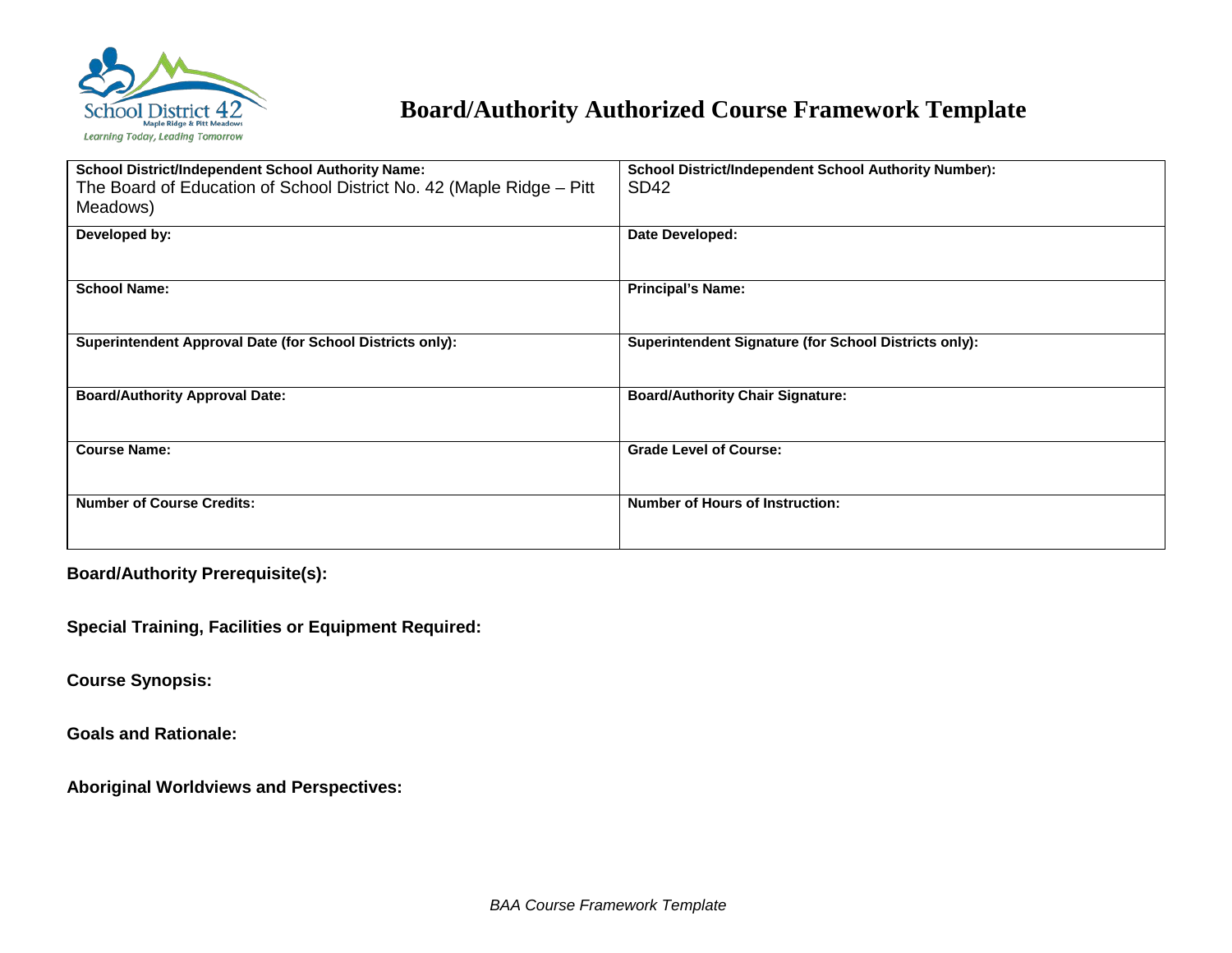# Board/Authority Authorized Course Framework Template

| **School District/Independent School Authority Name:** The Board of Education of School District No. 42 (Maple Ridge – Pitt Meadows) | **School District/Independent School Authority Number):** SD42 |
|---|---|
| **Developed by:** | **Date Developed:** |
| **School Name:** | **Principal's Name:** |
| **Superintendent Approval Date (for School Districts only):** | **Superintendent Signature (for School Districts only):** |
| **Board/Authority Approval Date:** | **Board/Authority Chair Signature:** |
| **Course Name:** | **Grade Level of Course:** |
| **Number of Course Credits:** | **Number of Hours of Instruction:** |

**Board/Authority Prerequisite(s):**

**Special Training, Facilities or Equipment Required:**

**Course Synopsis:**

**Goals and Rationale:**

**Aboriginal Worldviews and Perspectives:**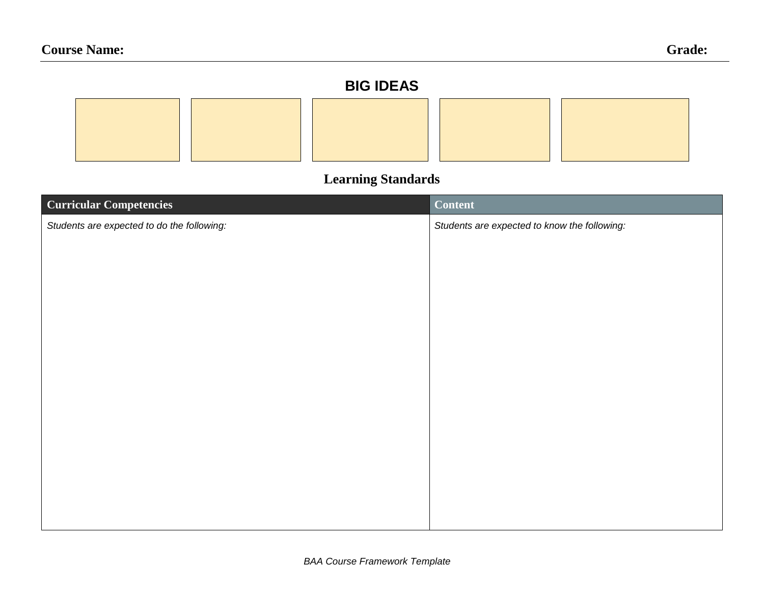**Course Name:** **Grade:**

## BIG IDEAS

| | | | | |
|---|---|---|---|---|
| | | | | |

## Learning Standards

| Curricular Competencies | Content |
|---|---|
| *Students are expected to do the following:* | *Students are expected to know the following:* |

*BAA Course Framework Template*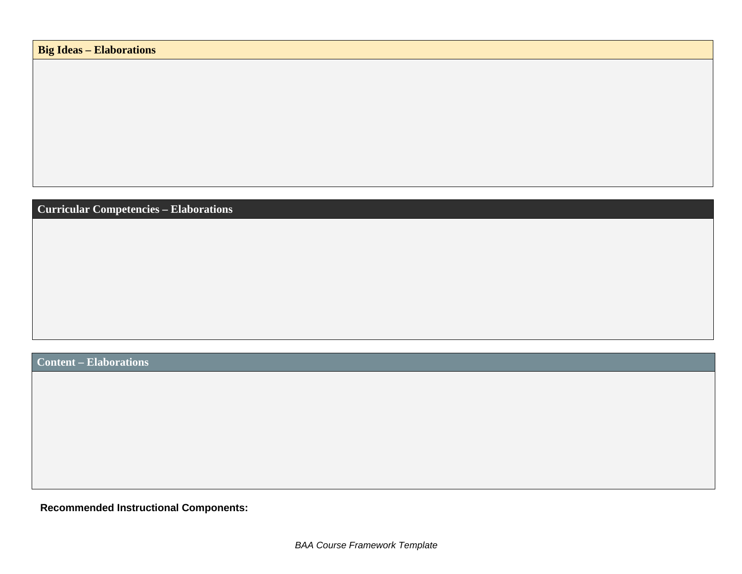## Big Ideas – Elaborations

## Curricular Competencies – Elaborations

## Content – Elaborations

**Recommended Instructional Components:**

*BAA Course Framework Template*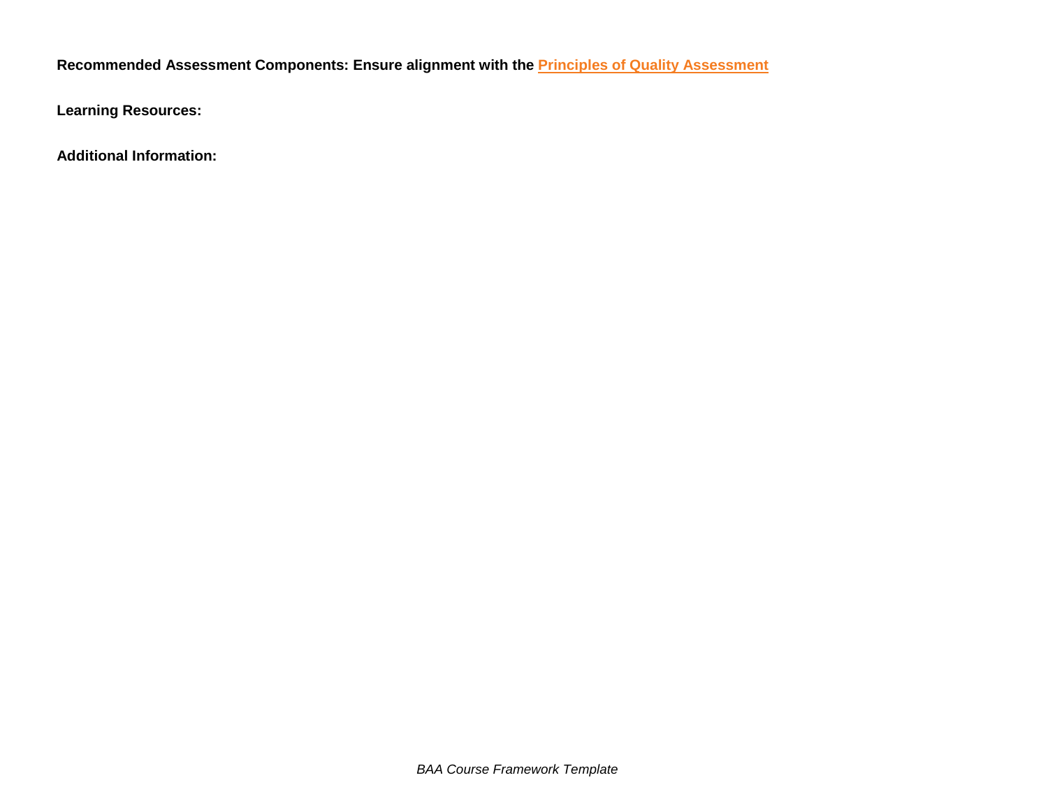**Recommended Assessment Components: Ensure alignment with the Principles of Quality Assessment**

**Learning Resources:**

**Additional Information:**